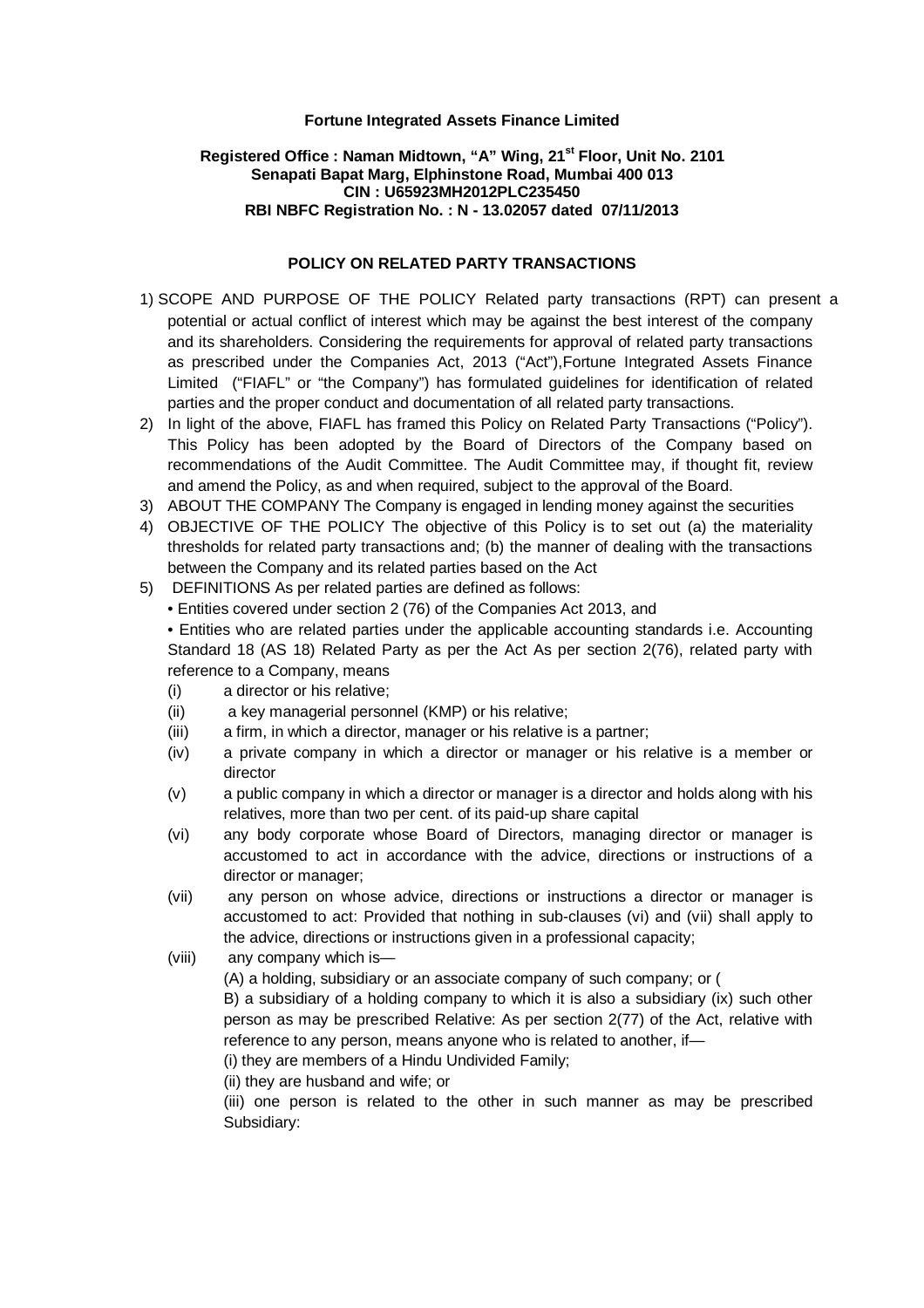**Fortune Integrated Assets Finance Limited**

**Registered Office : Naman Midtown, "A" Wing, 21st Floor, Unit No. 2101**
**Senapati Bapat Marg, Elphinstone Road, Mumbai 400 013**
**CIN : U65923MH2012PLC235450**
**RBI NBFC Registration No. : N - 13.02057 dated 07/11/2013**

## POLICY ON RELATED PARTY TRANSACTIONS

1) SCOPE AND PURPOSE OF THE POLICY Related party transactions (RPT) can present a potential or actual conflict of interest which may be against the best interest of the company and its shareholders. Considering the requirements for approval of related party transactions as prescribed under the Companies Act, 2013 ("Act"),Fortune Integrated Assets Finance Limited ("FIAFL" or "the Company") has formulated guidelines for identification of related parties and the proper conduct and documentation of all related party transactions.
2) In light of the above, FIAFL has framed this Policy on Related Party Transactions ("Policy"). This Policy has been adopted by the Board of Directors of the Company based on recommendations of the Audit Committee. The Audit Committee may, if thought fit, review and amend the Policy, as and when required, subject to the approval of the Board.
3) ABOUT THE COMPANY The Company is engaged in lending money against the securities
4) OBJECTIVE OF THE POLICY The objective of this Policy is to set out (a) the materiality thresholds for related party transactions and; (b) the manner of dealing with the transactions between the Company and its related parties based on the Act
5) DEFINITIONS As per related parties are defined as follows:

   • Entities covered under section 2 (76) of the Companies Act 2013, and

   • Entities who are related parties under the applicable accounting standards i.e. Accounting Standard 18 (AS 18) Related Party as per the Act As per section 2(76), related party with reference to a Company, means

   (i) a director or his relative;

   (ii) a key managerial personnel (KMP) or his relative;

   (iii) a firm, in which a director, manager or his relative is a partner;

   (iv) a private company in which a director or manager or his relative is a member or director

   (v) a public company in which a director or manager is a director and holds along with his relatives, more than two per cent. of its paid-up share capital

   (vi) any body corporate whose Board of Directors, managing director or manager is accustomed to act in accordance with the advice, directions or instructions of a director or manager;

   (vii) any person on whose advice, directions or instructions a director or manager is accustomed to act: Provided that nothing in sub-clauses (vi) and (vii) shall apply to the advice, directions or instructions given in a professional capacity;

   (viii) any company which is—

   (A) a holding, subsidiary or an associate company of such company; or (

   B) a subsidiary of a holding company to which it is also a subsidiary (ix) such other person as may be prescribed Relative: As per section 2(77) of the Act, relative with reference to any person, means anyone who is related to another, if—

   (i) they are members of a Hindu Undivided Family;

   (ii) they are husband and wife; or

   (iii) one person is related to the other in such manner as may be prescribed Subsidiary: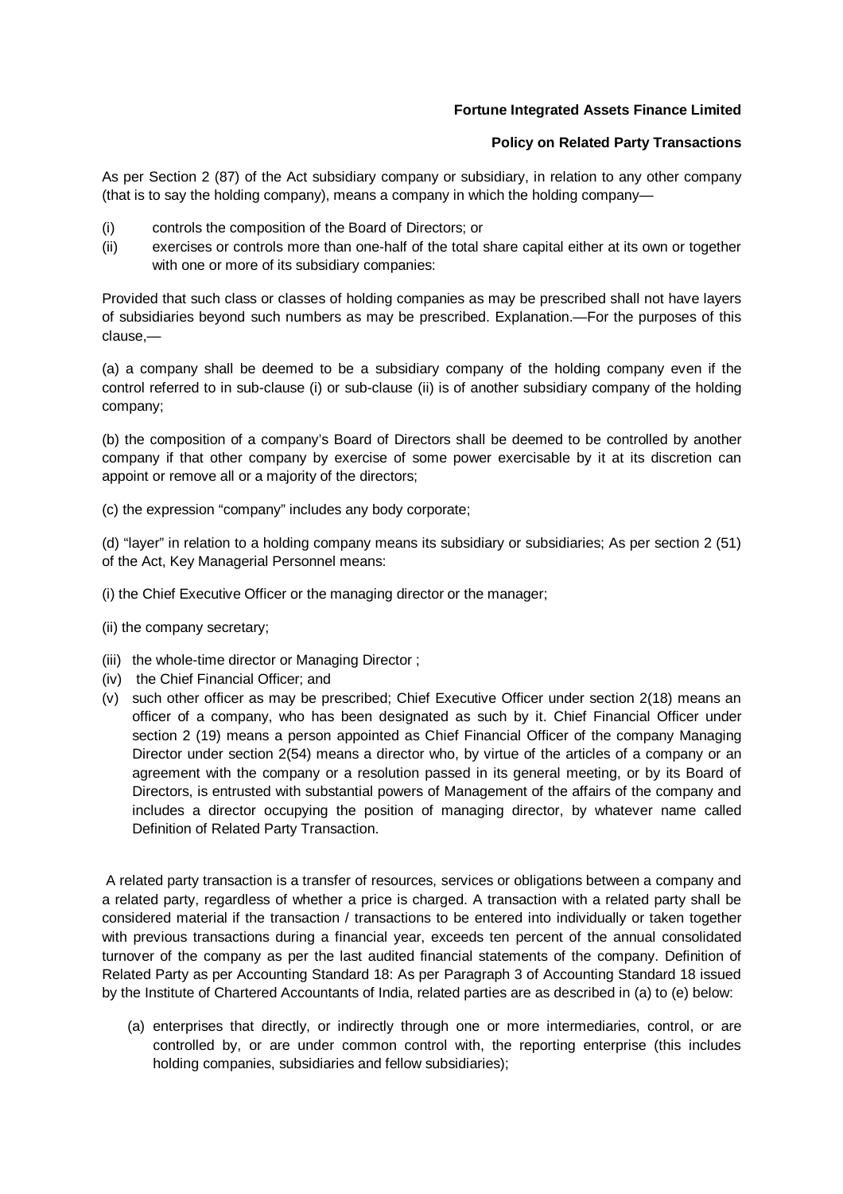**Fortune Integrated Assets Finance Limited**

**Policy on Related Party Transactions**

As per Section 2 (87) of the Act subsidiary company or subsidiary, in relation to any other company (that is to say the holding company), means a company in which the holding company—

(i) controls the composition of the Board of Directors; or
(ii) exercises or controls more than one-half of the total share capital either at its own or together with one or more of its subsidiary companies:

Provided that such class or classes of holding companies as may be prescribed shall not have layers of subsidiaries beyond such numbers as may be prescribed. Explanation.—For the purposes of this clause,—

(a) a company shall be deemed to be a subsidiary company of the holding company even if the control referred to in sub-clause (i) or sub-clause (ii) is of another subsidiary company of the holding company;

(b) the composition of a company's Board of Directors shall be deemed to be controlled by another company if that other company by exercise of some power exercisable by it at its discretion can appoint or remove all or a majority of the directors;

(c) the expression "company" includes any body corporate;

(d) "layer" in relation to a holding company means its subsidiary or subsidiaries; As per section 2 (51) of the Act, Key Managerial Personnel means:

(i) the Chief Executive Officer or the managing director or the manager;

(ii) the company secretary;

(iii) the whole-time director or Managing Director ;
(iv) the Chief Financial Officer; and
(v) such other officer as may be prescribed; Chief Executive Officer under section 2(18) means an officer of a company, who has been designated as such by it. Chief Financial Officer under section 2 (19) means a person appointed as Chief Financial Officer of the company Managing Director under section 2(54) means a director who, by virtue of the articles of a company or an agreement with the company or a resolution passed in its general meeting, or by its Board of Directors, is entrusted with substantial powers of Management of the affairs of the company and includes a director occupying the position of managing director, by whatever name called Definition of Related Party Transaction.

A related party transaction is a transfer of resources, services or obligations between a company and a related party, regardless of whether a price is charged. A transaction with a related party shall be considered material if the transaction / transactions to be entered into individually or taken together with previous transactions during a financial year, exceeds ten percent of the annual consolidated turnover of the company as per the last audited financial statements of the company. Definition of Related Party as per Accounting Standard 18: As per Paragraph 3 of Accounting Standard 18 issued by the Institute of Chartered Accountants of India, related parties are as described in (a) to (e) below:

(a) enterprises that directly, or indirectly through one or more intermediaries, control, or are controlled by, or are under common control with, the reporting enterprise (this includes holding companies, subsidiaries and fellow subsidiaries);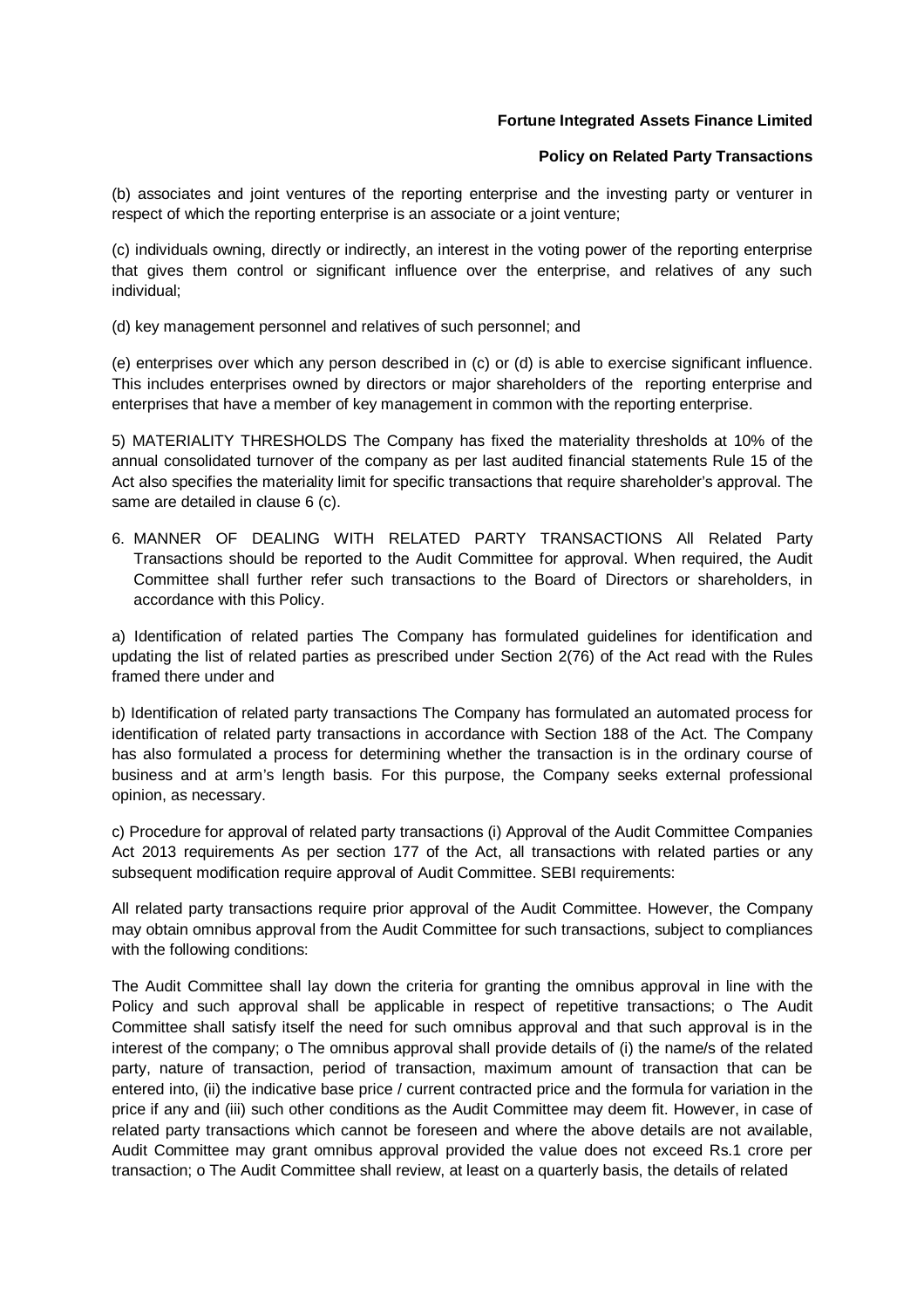(b) associates and joint ventures of the reporting enterprise and the investing party or venturer in respect of which the reporting enterprise is an associate or a joint venture;

(c) individuals owning, directly or indirectly, an interest in the voting power of the reporting enterprise that gives them control or significant influence over the enterprise, and relatives of any such individual;

(d) key management personnel and relatives of such personnel; and

(e) enterprises over which any person described in (c) or (d) is able to exercise significant influence. This includes enterprises owned by directors or major shareholders of the reporting enterprise and enterprises that have a member of key management in common with the reporting enterprise.

5) MATERIALITY THRESHOLDS The Company has fixed the materiality thresholds at 10% of the annual consolidated turnover of the company as per last audited financial statements Rule 15 of the Act also specifies the materiality limit for specific transactions that require shareholder's approval. The same are detailed in clause 6 (c).

6. MANNER OF DEALING WITH RELATED PARTY TRANSACTIONS All Related Party Transactions should be reported to the Audit Committee for approval. When required, the Audit Committee shall further refer such transactions to the Board of Directors or shareholders, in accordance with this Policy.

a) Identification of related parties The Company has formulated guidelines for identification and updating the list of related parties as prescribed under Section 2(76) of the Act read with the Rules framed there under and

b) Identification of related party transactions The Company has formulated an automated process for identification of related party transactions in accordance with Section 188 of the Act. The Company has also formulated a process for determining whether the transaction is in the ordinary course of business and at arm's length basis. For this purpose, the Company seeks external professional opinion, as necessary.

c) Procedure for approval of related party transactions (i) Approval of the Audit Committee Companies Act 2013 requirements As per section 177 of the Act, all transactions with related parties or any subsequent modification require approval of Audit Committee. SEBI requirements:

All related party transactions require prior approval of the Audit Committee. However, the Company may obtain omnibus approval from the Audit Committee for such transactions, subject to compliances with the following conditions:

The Audit Committee shall lay down the criteria for granting the omnibus approval in line with the Policy and such approval shall be applicable in respect of repetitive transactions; o The Audit Committee shall satisfy itself the need for such omnibus approval and that such approval is in the interest of the company; o The omnibus approval shall provide details of (i) the name/s of the related party, nature of transaction, period of transaction, maximum amount of transaction that can be entered into, (ii) the indicative base price / current contracted price and the formula for variation in the price if any and (iii) such other conditions as the Audit Committee may deem fit. However, in case of related party transactions which cannot be foreseen and where the above details are not available, Audit Committee may grant omnibus approval provided the value does not exceed Rs.1 crore per transaction; o The Audit Committee shall review, at least on a quarterly basis, the details of related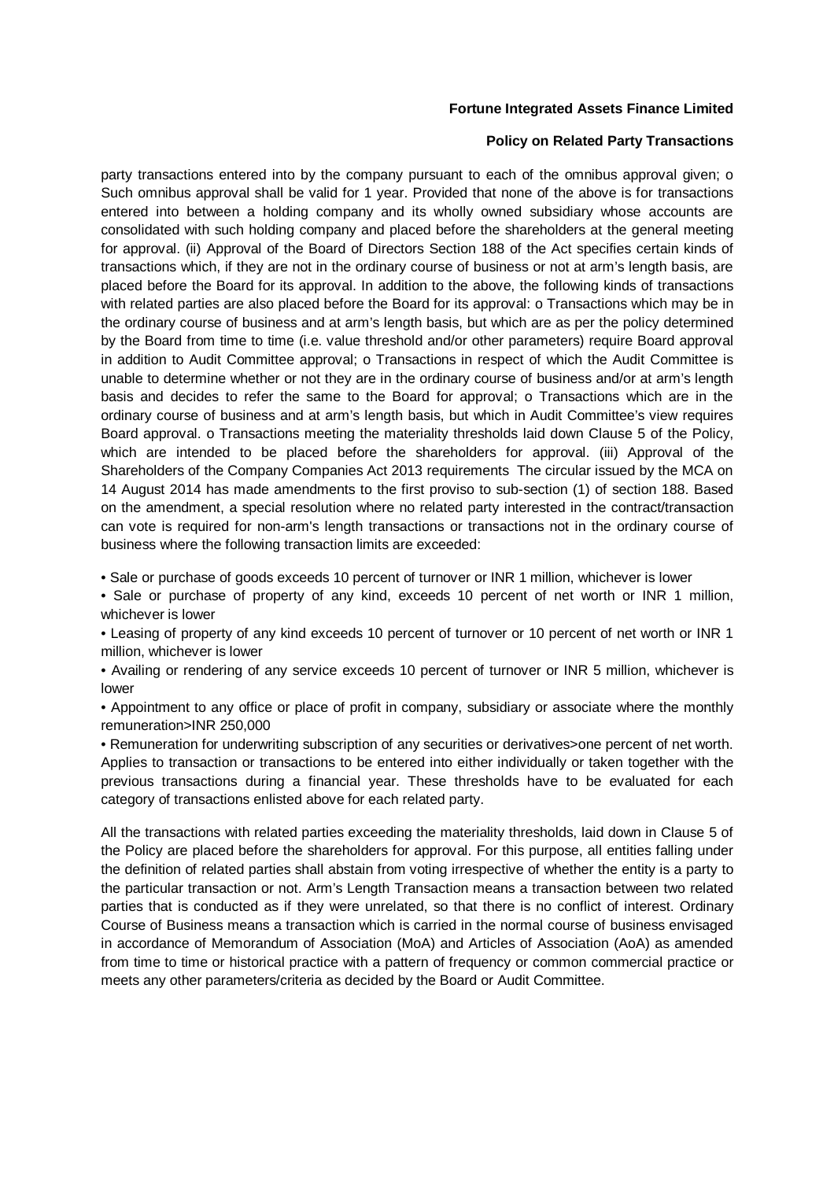party transactions entered into by the company pursuant to each of the omnibus approval given; o Such omnibus approval shall be valid for 1 year. Provided that none of the above is for transactions entered into between a holding company and its wholly owned subsidiary whose accounts are consolidated with such holding company and placed before the shareholders at the general meeting for approval. (ii) Approval of the Board of Directors Section 188 of the Act specifies certain kinds of transactions which, if they are not in the ordinary course of business or not at arm's length basis, are placed before the Board for its approval. In addition to the above, the following kinds of transactions with related parties are also placed before the Board for its approval: o Transactions which may be in the ordinary course of business and at arm's length basis, but which are as per the policy determined by the Board from time to time (i.e. value threshold and/or other parameters) require Board approval in addition to Audit Committee approval; o Transactions in respect of which the Audit Committee is unable to determine whether or not they are in the ordinary course of business and/or at arm's length basis and decides to refer the same to the Board for approval; o Transactions which are in the ordinary course of business and at arm's length basis, but which in Audit Committee's view requires Board approval. o Transactions meeting the materiality thresholds laid down Clause 5 of the Policy, which are intended to be placed before the shareholders for approval. (iii) Approval of the Shareholders of the Company Companies Act 2013 requirements The circular issued by the MCA on 14 August 2014 has made amendments to the first proviso to sub-section (1) of section 188. Based on the amendment, a special resolution where no related party interested in the contract/transaction can vote is required for non-arm's length transactions or transactions not in the ordinary course of business where the following transaction limits are exceeded:

- Sale or purchase of goods exceeds 10 percent of turnover or INR 1 million, whichever is lower
- Sale or purchase of property of any kind, exceeds 10 percent of net worth or INR 1 million, whichever is lower
- Leasing of property of any kind exceeds 10 percent of turnover or 10 percent of net worth or INR 1 million, whichever is lower
- Availing or rendering of any service exceeds 10 percent of turnover or INR 5 million, whichever is lower
- Appointment to any office or place of profit in company, subsidiary or associate where the monthly remuneration>INR 250,000
- Remuneration for underwriting subscription of any securities or derivatives>one percent of net worth.

Applies to transaction or transactions to be entered into either individually or taken together with the previous transactions during a financial year. These thresholds have to be evaluated for each category of transactions enlisted above for each related party.

All the transactions with related parties exceeding the materiality thresholds, laid down in Clause 5 of the Policy are placed before the shareholders for approval. For this purpose, all entities falling under the definition of related parties shall abstain from voting irrespective of whether the entity is a party to the particular transaction or not. Arm's Length Transaction means a transaction between two related parties that is conducted as if they were unrelated, so that there is no conflict of interest. Ordinary Course of Business means a transaction which is carried in the normal course of business envisaged in accordance of Memorandum of Association (MoA) and Articles of Association (AoA) as amended from time to time or historical practice with a pattern of frequency or common commercial practice or meets any other parameters/criteria as decided by the Board or Audit Committee.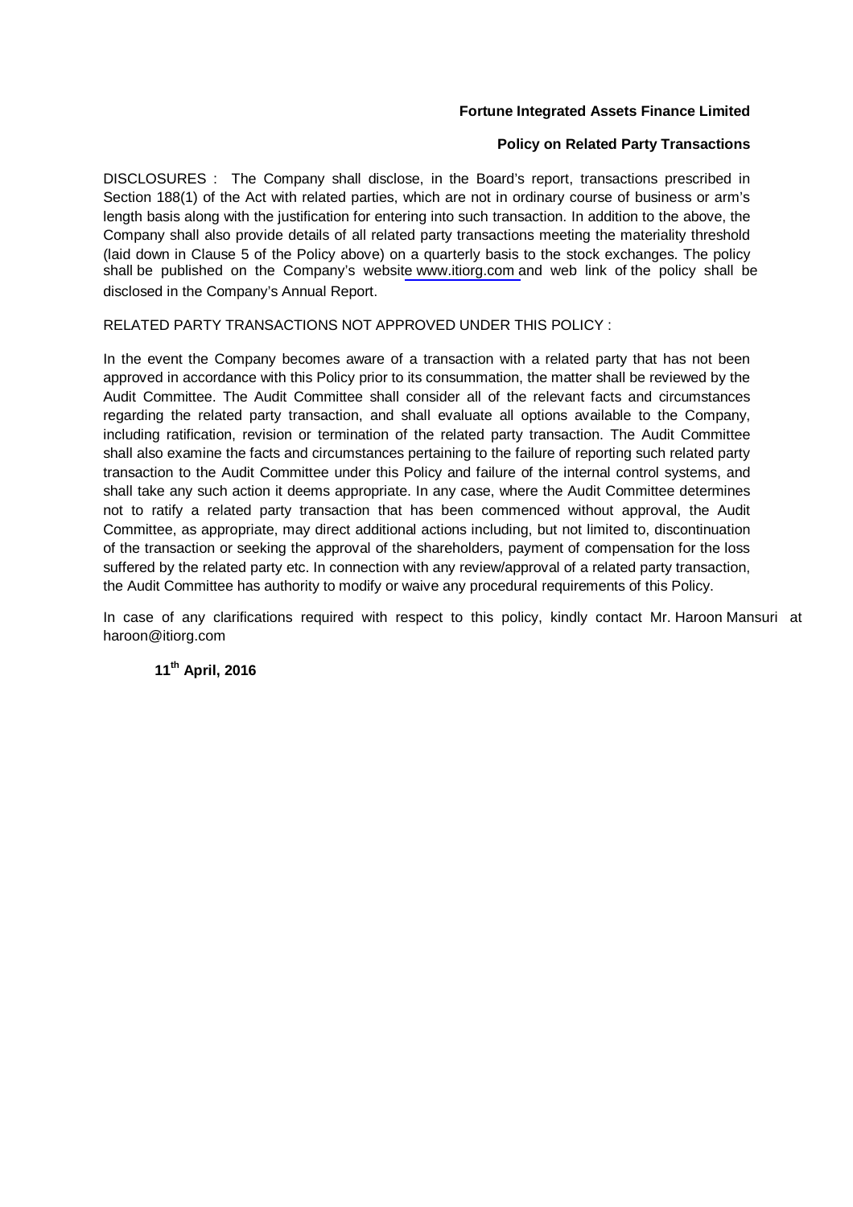**Fortune Integrated Assets Finance Limited**

**Policy on Related Party Transactions**

DISCLOSURES : The Company shall disclose, in the Board's report, transactions prescribed in Section 188(1) of the Act with related parties, which are not in ordinary course of business or arm's length basis along with the justification for entering into such transaction. In addition to the above, the Company shall also provide details of all related party transactions meeting the materiality threshold (laid down in Clause 5 of the Policy above) on a quarterly basis to the stock exchanges. The policy shall be published on the Company's website www.itiorg.com and web link of the policy shall be disclosed in the Company's Annual Report.

RELATED PARTY TRANSACTIONS NOT APPROVED UNDER THIS POLICY :

In the event the Company becomes aware of a transaction with a related party that has not been approved in accordance with this Policy prior to its consummation, the matter shall be reviewed by the Audit Committee. The Audit Committee shall consider all of the relevant facts and circumstances regarding the related party transaction, and shall evaluate all options available to the Company, including ratification, revision or termination of the related party transaction. The Audit Committee shall also examine the facts and circumstances pertaining to the failure of reporting such related party transaction to the Audit Committee under this Policy and failure of the internal control systems, and shall take any such action it deems appropriate. In any case, where the Audit Committee determines not to ratify a related party transaction that has been commenced without approval, the Audit Committee, as appropriate, may direct additional actions including, but not limited to, discontinuation of the transaction or seeking the approval of the shareholders, payment of compensation for the loss suffered by the related party etc. In connection with any review/approval of a related party transaction, the Audit Committee has authority to modify or waive any procedural requirements of this Policy.

In case of any clarifications required with respect to this policy, kindly contact Mr. Haroon Mansuri at haroon@itiorg.com

**11th April, 2016**